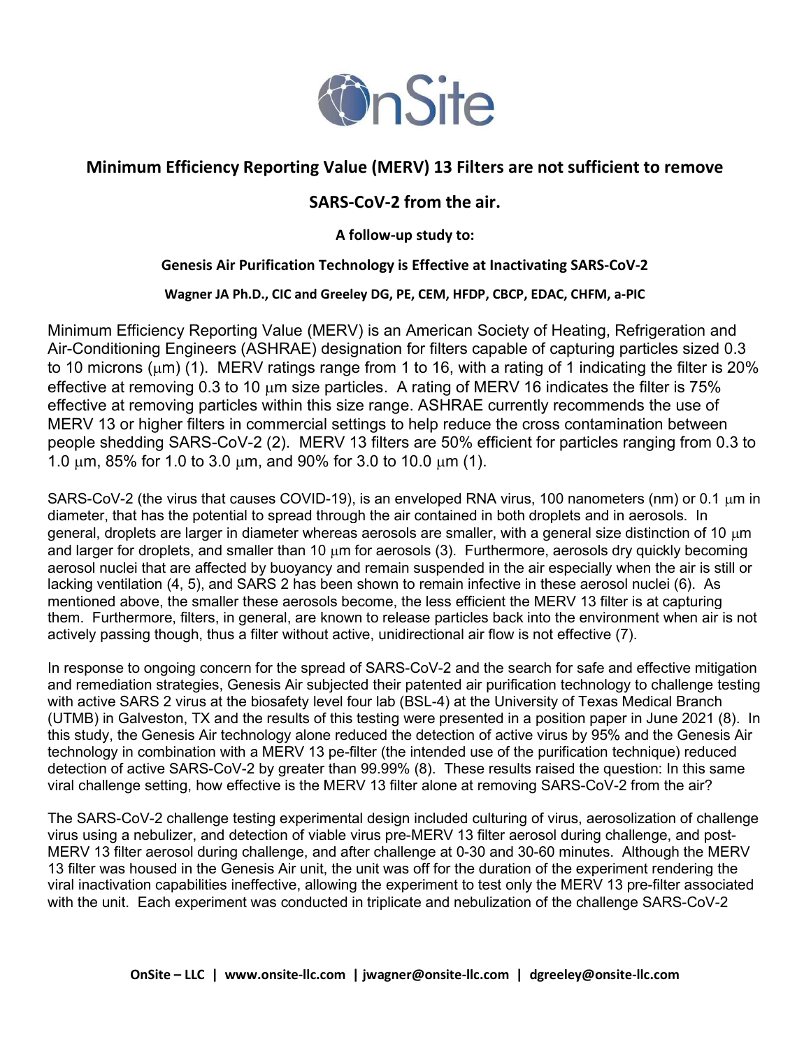# Minimum Efficiency Reporting Value (MERV) 13 Filters are not sufficient to remove SARS-CoV-2 from the air.

**A follow-up study to:**

**Genesis Air Purification Technology is Effective at Inactivating SARS-CoV-2**

**Wagner JA Ph.D., CIC and Greeley DG, PE, CEM, HFDP, CBCP, EDAC, CHFM, a-PIC**

Minimum Efficiency Reporting Value (MERV) is an American Society of Heating, Refrigeration and Air-Conditioning Engineers (ASHRAE) designation for filters capable of capturing particles sized 0.3 to 10 microns (μm) (1). MERV ratings range from 1 to 16, with a rating of 1 indicating the filter is 20% effective at removing 0.3 to 10 μm size particles. A rating of MERV 16 indicates the filter is 75% effective at removing particles within this size range. ASHRAE currently recommends the use of MERV 13 or higher filters in commercial settings to help reduce the cross contamination between people shedding SARS-CoV-2 (2). MERV 13 filters are 50% efficient for particles ranging from 0.3 to 1.0 μm, 85% for 1.0 to 3.0 μm, and 90% for 3.0 to 10.0 μm (1).

SARS-CoV-2 (the virus that causes COVID-19), is an enveloped RNA virus, 100 nanometers (nm) or 0.1 μm in diameter, that has the potential to spread through the air contained in both droplets and in aerosols. In general, droplets are larger in diameter whereas aerosols are smaller, with a general size distinction of 10 μm and larger for droplets, and smaller than 10 μm for aerosols (3). Furthermore, aerosols dry quickly becoming aerosol nuclei that are affected by buoyancy and remain suspended in the air especially when the air is still or lacking ventilation (4, 5), and SARS 2 has been shown to remain infective in these aerosol nuclei (6). As mentioned above, the smaller these aerosols become, the less efficient the MERV 13 filter is at capturing them. Furthermore, filters, in general, are known to release particles back into the environment when air is not actively passing though, thus a filter without active, unidirectional air flow is not effective (7).

In response to ongoing concern for the spread of SARS-CoV-2 and the search for safe and effective mitigation and remediation strategies, Genesis Air subjected their patented air purification technology to challenge testing with active SARS 2 virus at the biosafety level four lab (BSL-4) at the University of Texas Medical Branch (UTMB) in Galveston, TX and the results of this testing were presented in a position paper in June 2021 (8). In this study, the Genesis Air technology alone reduced the detection of active virus by 95% and the Genesis Air technology in combination with a MERV 13 pe-filter (the intended use of the purification technique) reduced detection of active SARS-CoV-2 by greater than 99.99% (8). These results raised the question: In this same viral challenge setting, how effective is the MERV 13 filter alone at removing SARS-CoV-2 from the air?

The SARS-CoV-2 challenge testing experimental design included culturing of virus, aerosolization of challenge virus using a nebulizer, and detection of viable virus pre-MERV 13 filter aerosol during challenge, and post-MERV 13 filter aerosol during challenge, and after challenge at 0-30 and 30-60 minutes. Although the MERV 13 filter was housed in the Genesis Air unit, the unit was off for the duration of the experiment rendering the viral inactivation capabilities ineffective, allowing the experiment to test only the MERV 13 pre-filter associated with the unit. Each experiment was conducted in triplicate and nebulization of the challenge SARS-CoV-2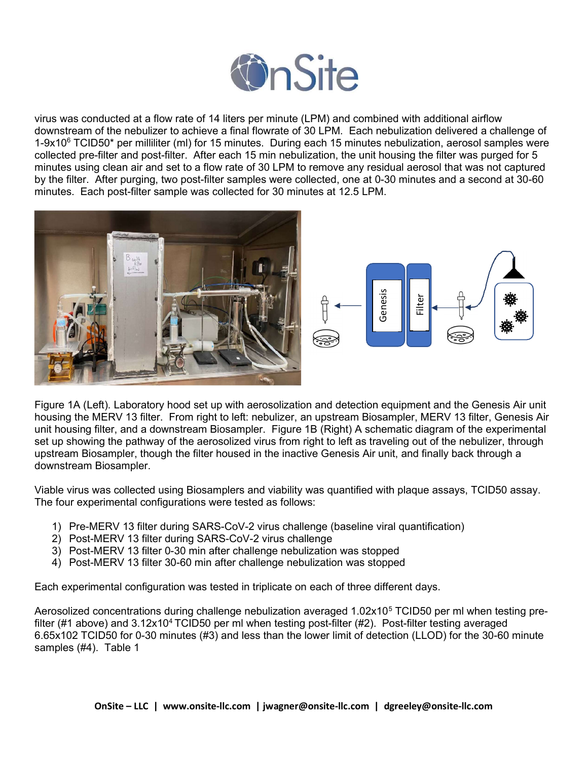virus was conducted at a flow rate of 14 liters per minute (LPM) and combined with additional airflow downstream of the nebulizer to achieve a final flowrate of 30 LPM. Each nebulization delivered a challenge of 1-9x$10^6$ TCID50* per milliliter (ml) for 15 minutes. During each 15 minutes nebulization, aerosol samples were collected pre-filter and post-filter. After each 15 min nebulization, the unit housing the filter was purged for 5 minutes using clean air and set to a flow rate of 30 LPM to remove any residual aerosol that was not captured by the filter. After purging, two post-filter samples were collected, one at 0-30 minutes and a second at 30-60 minutes. Each post-filter sample was collected for 30 minutes at 12.5 LPM.

Figure 1A (Left). Laboratory hood set up with aerosolization and detection equipment and the Genesis Air unit housing the MERV 13 filter. From right to left: nebulizer, an upstream Biosampler, MERV 13 filter, Genesis Air unit housing filter, and a downstream Biosampler. Figure 1B (Right) A schematic diagram of the experimental set up showing the pathway of the aerosolized virus from right to left as traveling out of the nebulizer, through upstream Biosampler, though the filter housed in the inactive Genesis Air unit, and finally back through a downstream Biosampler.

Viable virus was collected using Biosamplers and viability was quantified with plaque assays, TCID50 assay. The four experimental configurations were tested as follows:

1) Pre-MERV 13 filter during SARS-CoV-2 virus challenge (baseline viral quantification)
2) Post-MERV 13 filter during SARS-CoV-2 virus challenge
3) Post-MERV 13 filter 0-30 min after challenge nebulization was stopped
4) Post-MERV 13 filter 30-60 min after challenge nebulization was stopped

Each experimental configuration was tested in triplicate on each of three different days.

Aerosolized concentrations during challenge nebulization averaged 1.02x$10^5$ TCID50 per ml when testing pre-filter (#1 above) and 3.12x$10^4$ TCID50 per ml when testing post-filter (#2). Post-filter testing averaged 6.65x102 TCID50 for 0-30 minutes (#3) and less than the lower limit of detection (LLOD) for the 30-60 minute samples (#4). Table 1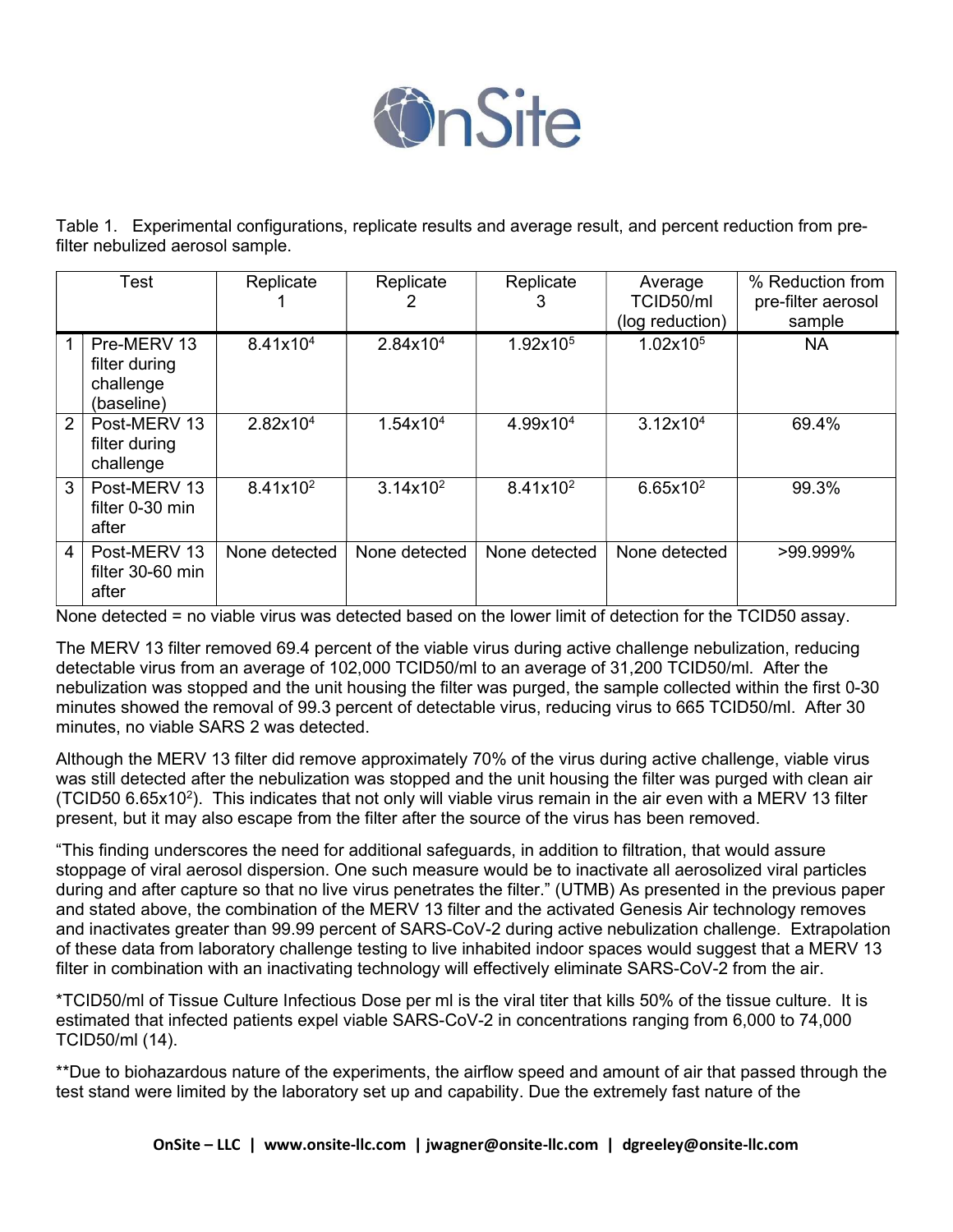Table 1. Experimental configurations, replicate results and average result, and percent reduction from pre-filter nebulized aerosol sample.

| | Test | Replicate 1 | Replicate 2 | Replicate 3 | Average TCID50/ml (log reduction) | % Reduction from pre-filter aerosol sample |
|---|---|---|---|---|---|---|
| 1 | Pre-MERV 13 filter during challenge (baseline) | $8.41 \times 10^4$ | $2.84 \times 10^4$ | $1.92 \times 10^5$ | $1.02 \times 10^5$ | NA |
| 2 | Post-MERV 13 filter during challenge | $2.82 \times 10^4$ | $1.54 \times 10^4$ | $4.99 \times 10^4$ | $3.12 \times 10^4$ | 69.4% |
| 3 | Post-MERV 13 filter 0-30 min after | $8.41 \times 10^2$ | $3.14 \times 10^2$ | $8.41 \times 10^2$ | $6.65 \times 10^2$ | 99.3% |
| 4 | Post-MERV 13 filter 30-60 min after | None detected | None detected | None detected | None detected | >99.999% |

None detected = no viable virus was detected based on the lower limit of detection for the TCID50 assay.

The MERV 13 filter removed 69.4 percent of the viable virus during active challenge nebulization, reducing detectable virus from an average of 102,000 TCID50/ml to an average of 31,200 TCID50/ml. After the nebulization was stopped and the unit housing the filter was purged, the sample collected within the first 0-30 minutes showed the removal of 99.3 percent of detectable virus, reducing virus to 665 TCID50/ml. After 30 minutes, no viable SARS 2 was detected.

Although the MERV 13 filter did remove approximately 70% of the virus during active challenge, viable virus was still detected after the nebulization was stopped and the unit housing the filter was purged with clean air (TCID50 $6.65 \times 10^2$). This indicates that not only will viable virus remain in the air even with a MERV 13 filter present, but it may also escape from the filter after the source of the virus has been removed.

"This finding underscores the need for additional safeguards, in addition to filtration, that would assure stoppage of viral aerosol dispersion. One such measure would be to inactivate all aerosolized viral particles during and after capture so that no live virus penetrates the filter." (UTMB) As presented in the previous paper and stated above, the combination of the MERV 13 filter and the activated Genesis Air technology removes and inactivates greater than 99.99 percent of SARS-CoV-2 during active nebulization challenge. Extrapolation of these data from laboratory challenge testing to live inhabited indoor spaces would suggest that a MERV 13 filter in combination with an inactivating technology will effectively eliminate SARS-CoV-2 from the air.

*TCID50/ml of Tissue Culture Infectious Dose per ml is the viral titer that kills 50% of the tissue culture. It is estimated that infected patients expel viable SARS-CoV-2 in concentrations ranging from 6,000 to 74,000 TCID50/ml (14).

**Due to biohazardous nature of the experiments, the airflow speed and amount of air that passed through the test stand were limited by the laboratory set up and capability. Due the extremely fast nature of the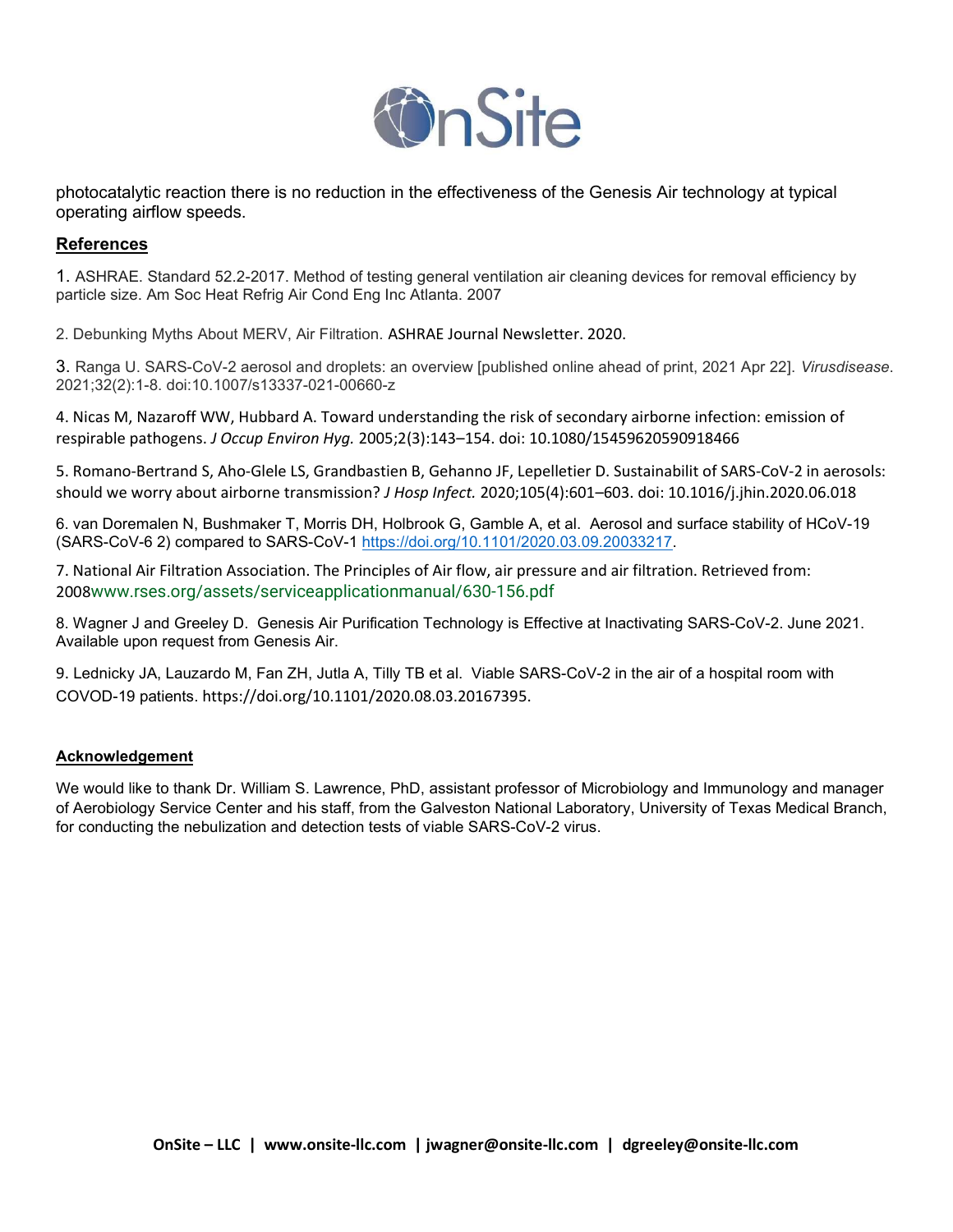photocatalytic reaction there is no reduction in the effectiveness of the Genesis Air technology at typical operating airflow speeds.

## References

1. ASHRAE. Standard 52.2-2017. Method of testing general ventilation air cleaning devices for removal efficiency by particle size. Am Soc Heat Refrig Air Cond Eng Inc Atlanta. 2007

2. Debunking Myths About MERV, Air Filtration. ASHRAE Journal Newsletter. 2020.

3. Ranga U. SARS-CoV-2 aerosol and droplets: an overview [published online ahead of print, 2021 Apr 22]. *Virusdisease*. 2021;32(2):1-8. doi:10.1007/s13337-021-00660-z

4. Nicas M, Nazaroff WW, Hubbard A. Toward understanding the risk of secondary airborne infection: emission of respirable pathogens. *J Occup Environ Hyg.* 2005;2(3):143–154. doi: 10.1080/15459620590918466

5. Romano-Bertrand S, Aho-Glele LS, Grandbastien B, Gehanno JF, Lepelletier D. Sustainabilit of SARS-CoV-2 in aerosols: should we worry about airborne transmission? *J Hosp Infect.* 2020;105(4):601–603. doi: 10.1016/j.jhin.2020.06.018

6. van Doremalen N, Bushmaker T, Morris DH, Holbrook G, Gamble A, et al. Aerosol and surface stability of HCoV-19 (SARS-CoV-6 2) compared to SARS-CoV-1 https://doi.org/10.1101/2020.03.09.20033217.

7. National Air Filtration Association. The Principles of Air flow, air pressure and air filtration. Retrieved from: 2008www.rses.org/assets/serviceapplicationmanual/630-156.pdf

8. Wagner J and Greeley D. Genesis Air Purification Technology is Effective at Inactivating SARS-CoV-2. June 2021. Available upon request from Genesis Air.

9. Lednicky JA, Lauzardo M, Fan ZH, Jutla A, Tilly TB et al. Viable SARS-CoV-2 in the air of a hospital room with COVOD-19 patients. https://doi.org/10.1101/2020.08.03.20167395.

## Acknowledgement

We would like to thank Dr. William S. Lawrence, PhD, assistant professor of Microbiology and Immunology and manager of Aerobiology Service Center and his staff, from the Galveston National Laboratory, University of Texas Medical Branch, for conducting the nebulization and detection tests of viable SARS-CoV-2 virus.